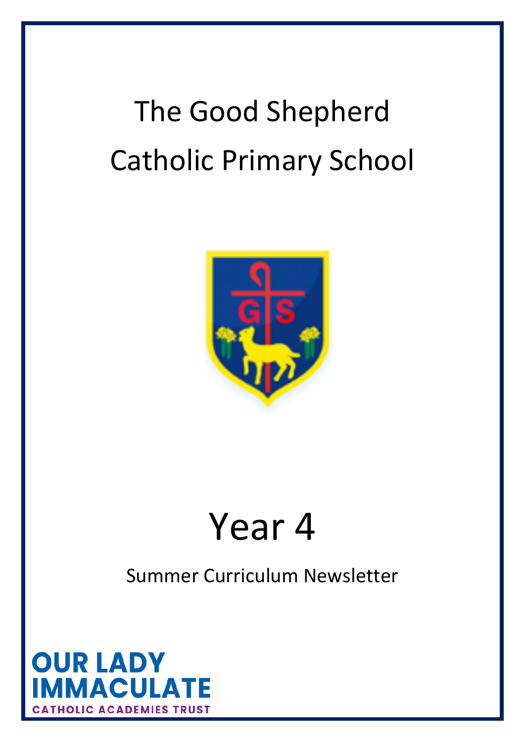# The Good Shepherd Catholic Primary School

# Year 4

Summer Curriculum Newsletter

OUR LADY IMMACULATE
CATHOLIC ACADEMIES TRUST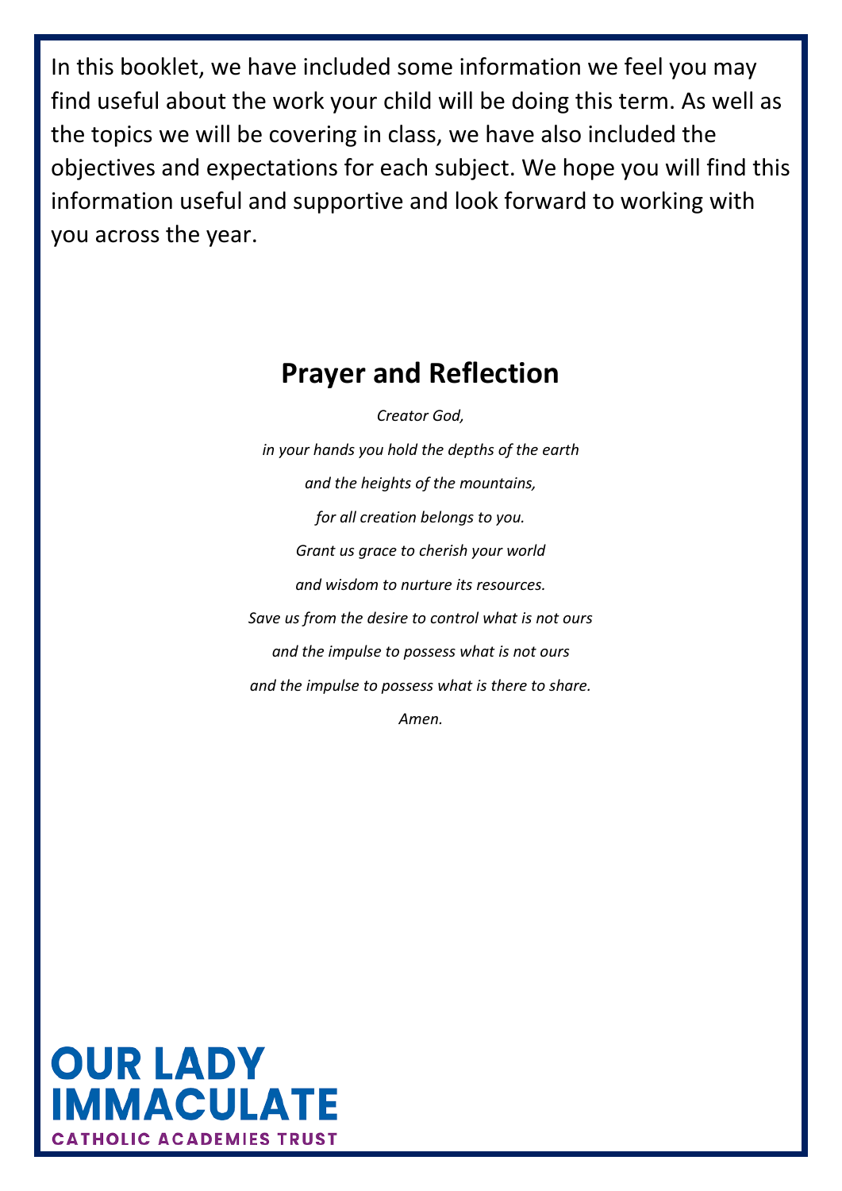In this booklet, we have included some information we feel you may find useful about the work your child will be doing this term. As well as the topics we will be covering in class, we have also included the objectives and expectations for each subject. We hope you will find this information useful and supportive and look forward to working with you across the year.

## Prayer and Reflection

*Creator God,*

*in your hands you hold the depths of the earth*

*and the heights of the mountains,*

*for all creation belongs to you.*

*Grant us grace to cherish your world*

*and wisdom to nurture its resources.*

*Save us from the desire to control what is not ours*

*and the impulse to possess what is not ours*

*and the impulse to possess what is there to share.*

*Amen.*

OUR LADY IMMACULATE
CATHOLIC ACADEMIES TRUST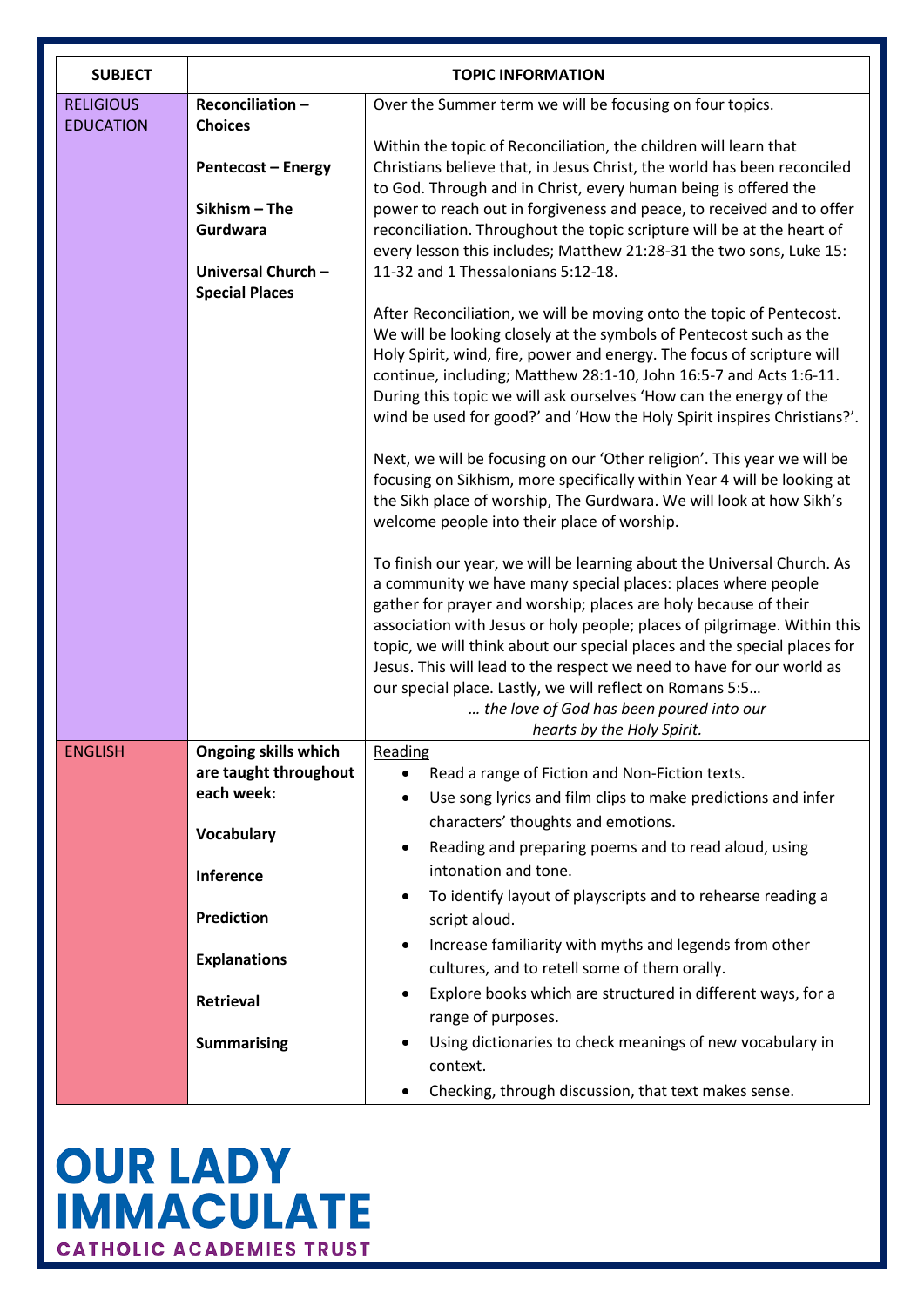| SUBJECT | | TOPIC INFORMATION |
|---|---|---|
| RELIGIOUS EDUCATION | **Reconciliation – Choices**<br><br>**Pentecost – Energy**<br><br>**Sikhism – The Gurdwara**<br><br>**Universal Church – Special Places** | Over the Summer term we will be focusing on four topics.<br><br>Within the topic of Reconciliation, the children will learn that Christians believe that, in Jesus Christ, the world has been reconciled to God. Through and in Christ, every human being is offered the power to reach out in forgiveness and peace, to received and to offer reconciliation. Throughout the topic scripture will be at the heart of every lesson this includes; Matthew 21:28-31 the two sons, Luke 15: 11-32 and 1 Thessalonians 5:12-18.<br><br>After Reconciliation, we will be moving onto the topic of Pentecost. We will be looking closely at the symbols of Pentecost such as the Holy Spirit, wind, fire, power and energy. The focus of scripture will continue, including; Matthew 28:1-10, John 16:5-7 and Acts 1:6-11. During this topic we will ask ourselves 'How can the energy of the wind be used for good?' and 'How the Holy Spirit inspires Christians?'.<br><br>Next, we will be focusing on our 'Other religion'. This year we will be focusing on Sikhism, more specifically within Year 4 will be looking at the Sikh place of worship, The Gurdwara. We will look at how Sikh's welcome people into their place of worship.<br><br>To finish our year, we will be learning about the Universal Church. As a community we have many special places: places where people gather for prayer and worship; places are holy because of their association with Jesus or holy people; places of pilgrimage. Within this topic, we will think about our special places and the special places for Jesus. This will lead to the respect we need to have for our world as our special place. Lastly, we will reflect on Romans 5:5…<br>*… the love of God has been poured into our hearts by the Holy Spirit.* |
| ENGLISH | **Ongoing skills which are taught throughout each week:**<br><br>**Vocabulary**<br><br>**Inference**<br><br>**Prediction**<br><br>**Explanations**<br><br>**Retrieval**<br><br>**Summarising** | Reading<br>• Read a range of Fiction and Non-Fiction texts.<br>• Use song lyrics and film clips to make predictions and infer characters' thoughts and emotions.<br>• Reading and preparing poems and to read aloud, using intonation and tone.<br>• To identify layout of playscripts and to rehearse reading a script aloud.<br>• Increase familiarity with myths and legends from other cultures, and to retell some of them orally.<br>• Explore books which are structured in different ways, for a range of purposes.<br>• Using dictionaries to check meanings of new vocabulary in context.<br>• Checking, through discussion, that text makes sense. |

**OUR LADY IMMACULATE**
**CATHOLIC ACADEMIES TRUST**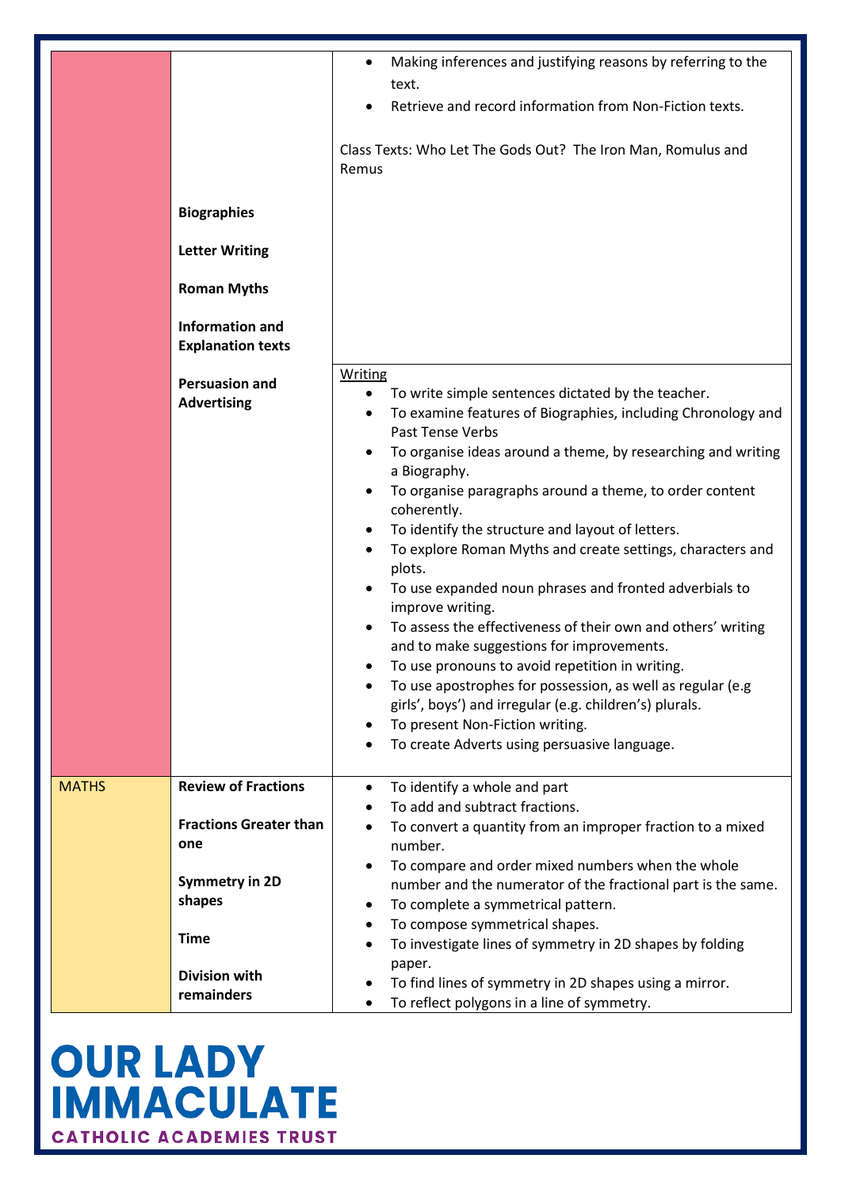| | | |
|---|---|---|
| | Biographies<br><br>Letter Writing<br><br>Roman Myths<br><br>Information and Explanation texts<br><br>Persuasion and Advertising | • Making inferences and justifying reasons by referring to the text.<br>• Retrieve and record information from Non-Fiction texts.<br><br>Class Texts: Who Let The Gods Out? The Iron Man, Romulus and Remus |
| | | Writing<br>• To write simple sentences dictated by the teacher.<br>• To examine features of Biographies, including Chronology and Past Tense Verbs<br>• To organise ideas around a theme, by researching and writing a Biography.<br>• To organise paragraphs around a theme, to order content coherently.<br>• To identify the structure and layout of letters.<br>• To explore Roman Myths and create settings, characters and plots.<br>• To use expanded noun phrases and fronted adverbials to improve writing.<br>• To assess the effectiveness of their own and others' writing and to make suggestions for improvements.<br>• To use pronouns to avoid repetition in writing.<br>• To use apostrophes for possession, as well as regular (e.g girls', boys') and irregular (e.g. children's) plurals.<br>• To present Non-Fiction writing.<br>• To create Adverts using persuasive language. |
| MATHS | **Review of Fractions**<br><br>**Fractions Greater than one**<br><br>**Symmetry in 2D shapes**<br><br>**Time**<br><br>**Division with remainders** | • To identify a whole and part<br>• To add and subtract fractions.<br>• To convert a quantity from an improper fraction to a mixed number.<br>• To compare and order mixed numbers when the whole number and the numerator of the fractional part is the same.<br>• To complete a symmetrical pattern.<br>• To compose symmetrical shapes.<br>• To investigate lines of symmetry in 2D shapes by folding paper.<br>• To find lines of symmetry in 2D shapes using a mirror.<br>• To reflect polygons in a line of symmetry. |

**OUR LADY IMMACULATE**
**CATHOLIC ACADEMIES TRUST**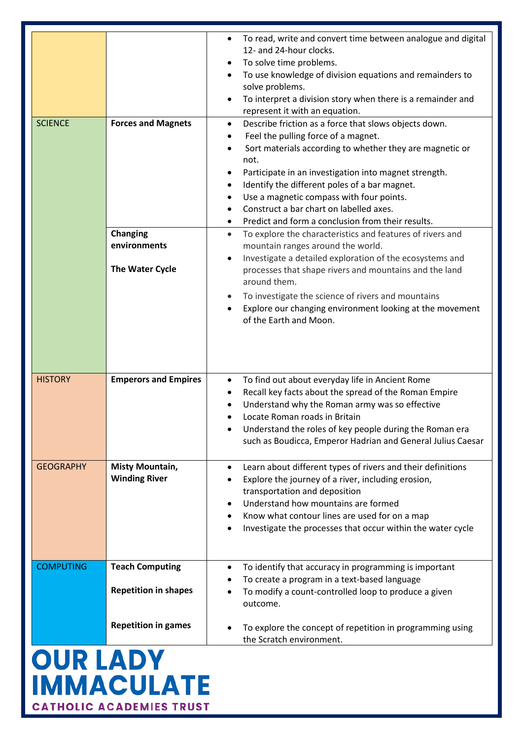| | | |
|---|---|---|
| | | • To read, write and convert time between analogue and digital 12- and 24-hour clocks.<br>• To solve time problems.<br>• To use knowledge of division equations and remainders to solve problems.<br>• To interpret a division story when there is a remainder and represent it with an equation. |
| SCIENCE | **Forces and Magnets** | • Describe friction as a force that slows objects down.<br>• Feel the pulling force of a magnet.<br>• Sort materials according to whether they are magnetic or not.<br>• Participate in an investigation into magnet strength.<br>• Identify the different poles of a bar magnet.<br>• Use a magnetic compass with four points.<br>• Construct a bar chart on labelled axes.<br>• Predict and form a conclusion from their results. |
| | **Changing environments**<br><br>**The Water Cycle** | • To explore the characteristics and features of rivers and mountain ranges around the world.<br>• Investigate a detailed exploration of the ecosystems and processes that shape rivers and mountains and the land around them.<br>• To investigate the science of rivers and mountains<br>• Explore our changing environment looking at the movement of the Earth and Moon. |
| HISTORY | **Emperors and Empires** | • To find out about everyday life in Ancient Rome<br>• Recall key facts about the spread of the Roman Empire<br>• Understand why the Roman army was so effective<br>• Locate Roman roads in Britain<br>• Understand the roles of key people during the Roman era such as Boudicca, Emperor Hadrian and General Julius Caesar |
| GEOGRAPHY | **Misty Mountain, Winding River** | • Learn about different types of rivers and their definitions<br>• Explore the journey of a river, including erosion, transportation and deposition<br>• Understand how mountains are formed<br>• Know what contour lines are used for on a map<br>• Investigate the processes that occur within the water cycle |
| COMPUTING | **Teach Computing**<br><br>**Repetition in shapes**<br><br>**Repetition in games** | • To identify that accuracy in programming is important<br>• To create a program in a text-based language<br>• To modify a count-controlled loop to produce a given outcome.<br><br>• To explore the concept of repetition in programming using the Scratch environment. |

**OUR LADY IMMACULATE**
CATHOLIC ACADEMIES TRUST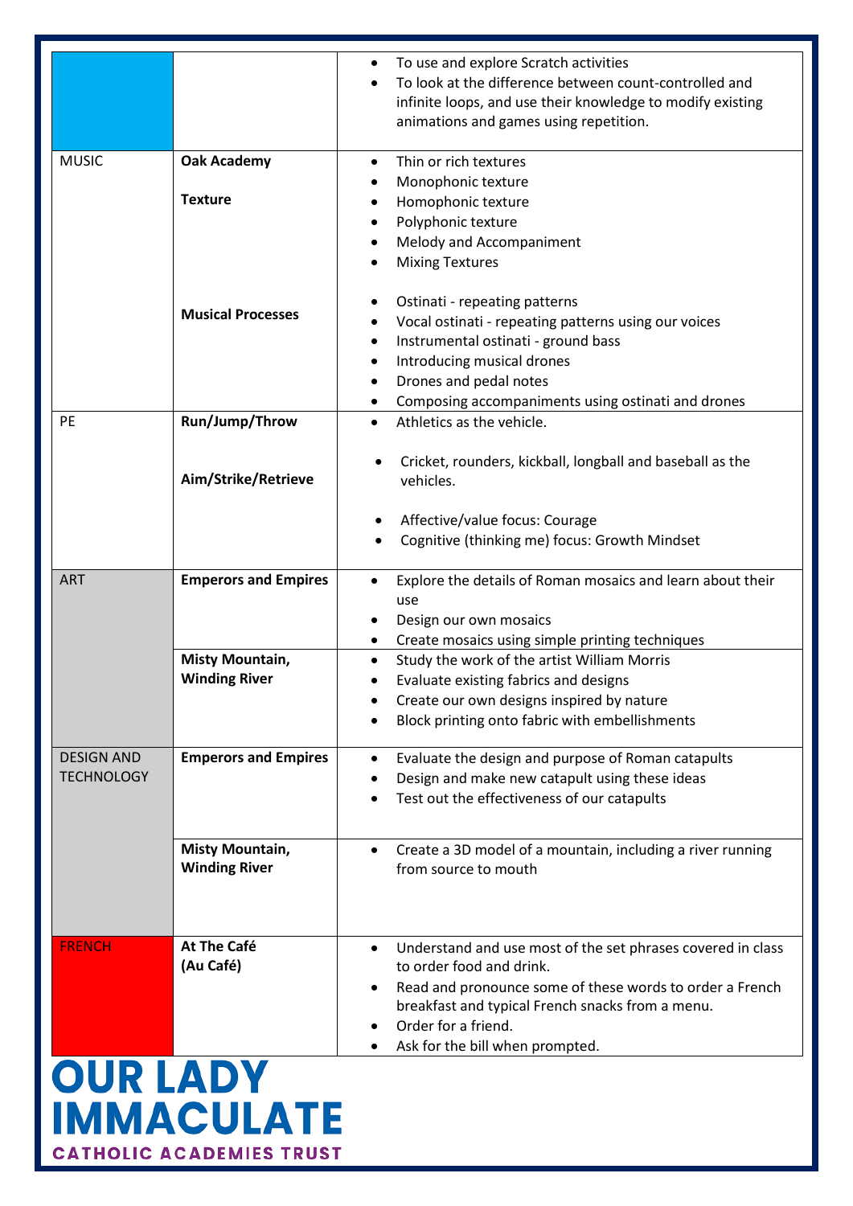| | | |
|---|---|---|
| | | • To use and explore Scratch activities<br>• To look at the difference between count-controlled and infinite loops, and use their knowledge to modify existing animations and games using repetition. |
| MUSIC | **Oak Academy**<br><br>**Texture**<br><br><br><br><br>**Musical Processes** | • Thin or rich textures<br>• Monophonic texture<br>• Homophonic texture<br>• Polyphonic texture<br>• Melody and Accompaniment<br>• Mixing Textures<br><br>• Ostinati - repeating patterns<br>• Vocal ostinati - repeating patterns using our voices<br>• Instrumental ostinati - ground bass<br>• Introducing musical drones<br>• Drones and pedal notes<br>• Composing accompaniments using ostinati and drones |
| PE | **Run/Jump/Throw**<br><br><br>**Aim/Strike/Retrieve** | • Athletics as the vehicle.<br><br>• Cricket, rounders, kickball, longball and baseball as the vehicles.<br><br>• Affective/value focus: Courage<br>• Cognitive (thinking me) focus: Growth Mindset |
| ART | **Emperors and Empires** | • Explore the details of Roman mosaics and learn about their use<br>• Design our own mosaics<br>• Create mosaics using simple printing techniques |
| | **Misty Mountain, Winding River** | • Study the work of the artist William Morris<br>• Evaluate existing fabrics and designs<br>• Create our own designs inspired by nature<br>• Block printing onto fabric with embellishments |
| DESIGN AND TECHNOLOGY | **Emperors and Empires** | • Evaluate the design and purpose of Roman catapults<br>• Design and make new catapult using these ideas<br>• Test out the effectiveness of our catapults |
| | **Misty Mountain, Winding River** | • Create a 3D model of a mountain, including a river running from source to mouth |
| FRENCH | **At The Café (Au Café)** | • Understand and use most of the set phrases covered in class to order food and drink.<br>• Read and pronounce some of these words to order a French breakfast and typical French snacks from a menu.<br>• Order for a friend.<br>• Ask for the bill when prompted. |

**OUR LADY IMMACULATE**
CATHOLIC ACADEMIES TRUST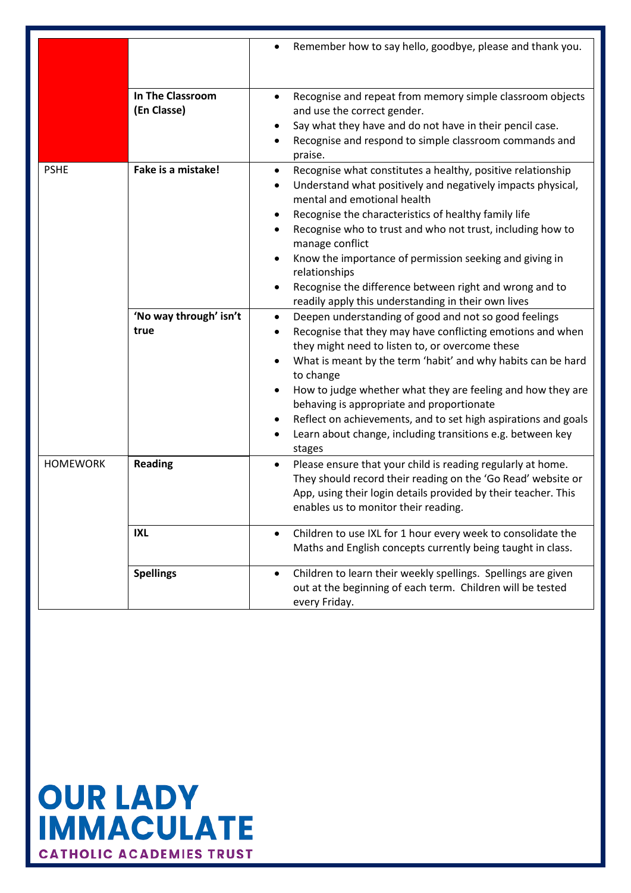| | | |
|---|---|---|
| | | • Remember how to say hello, goodbye, please and thank you. |
| | **In The Classroom (En Classe)** | • Recognise and repeat from memory simple classroom objects and use the correct gender.<br>• Say what they have and do not have in their pencil case.<br>• Recognise and respond to simple classroom commands and praise. |
| PSHE | **Fake is a mistake!** | • Recognise what constitutes a healthy, positive relationship<br>• Understand what positively and negatively impacts physical, mental and emotional health<br>• Recognise the characteristics of healthy family life<br>• Recognise who to trust and who not trust, including how to manage conflict<br>• Know the importance of permission seeking and giving in relationships<br>• Recognise the difference between right and wrong and to readily apply this understanding in their own lives |
| | **'No way through' isn't true** | • Deepen understanding of good and not so good feelings<br>• Recognise that they may have conflicting emotions and when they might need to listen to, or overcome these<br>• What is meant by the term 'habit' and why habits can be hard to change<br>• How to judge whether what they are feeling and how they are behaving is appropriate and proportionate<br>• Reflect on achievements, and to set high aspirations and goals<br>• Learn about change, including transitions e.g. between key stages |
| HOMEWORK | **Reading** | • Please ensure that your child is reading regularly at home. They should record their reading on the 'Go Read' website or App, using their login details provided by their teacher. This enables us to monitor their reading. |
| | **IXL** | • Children to use IXL for 1 hour every week to consolidate the Maths and English concepts currently being taught in class. |
| | **Spellings** | • Children to learn their weekly spellings. Spellings are given out at the beginning of each term. Children will be tested every Friday. |

**OUR LADY IMMACULATE**
**CATHOLIC ACADEMIES TRUST**